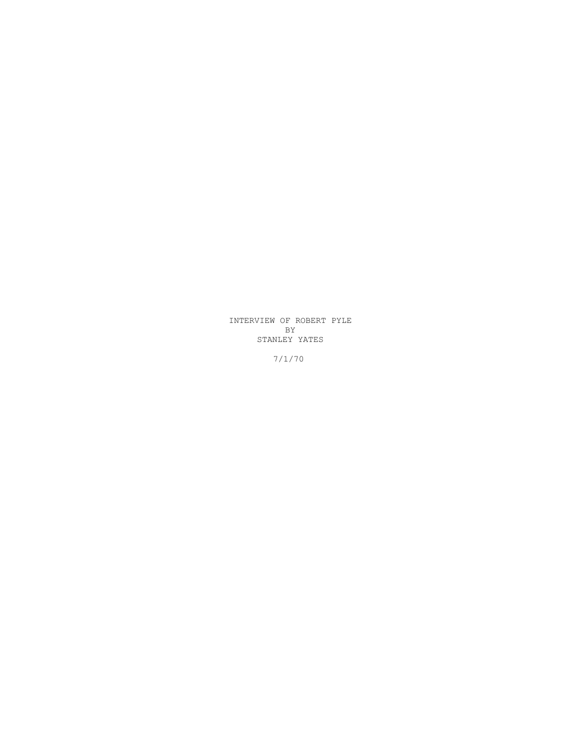INTERVIEW OF ROBERT PYLE
BY
STANLEY YATES

7/1/70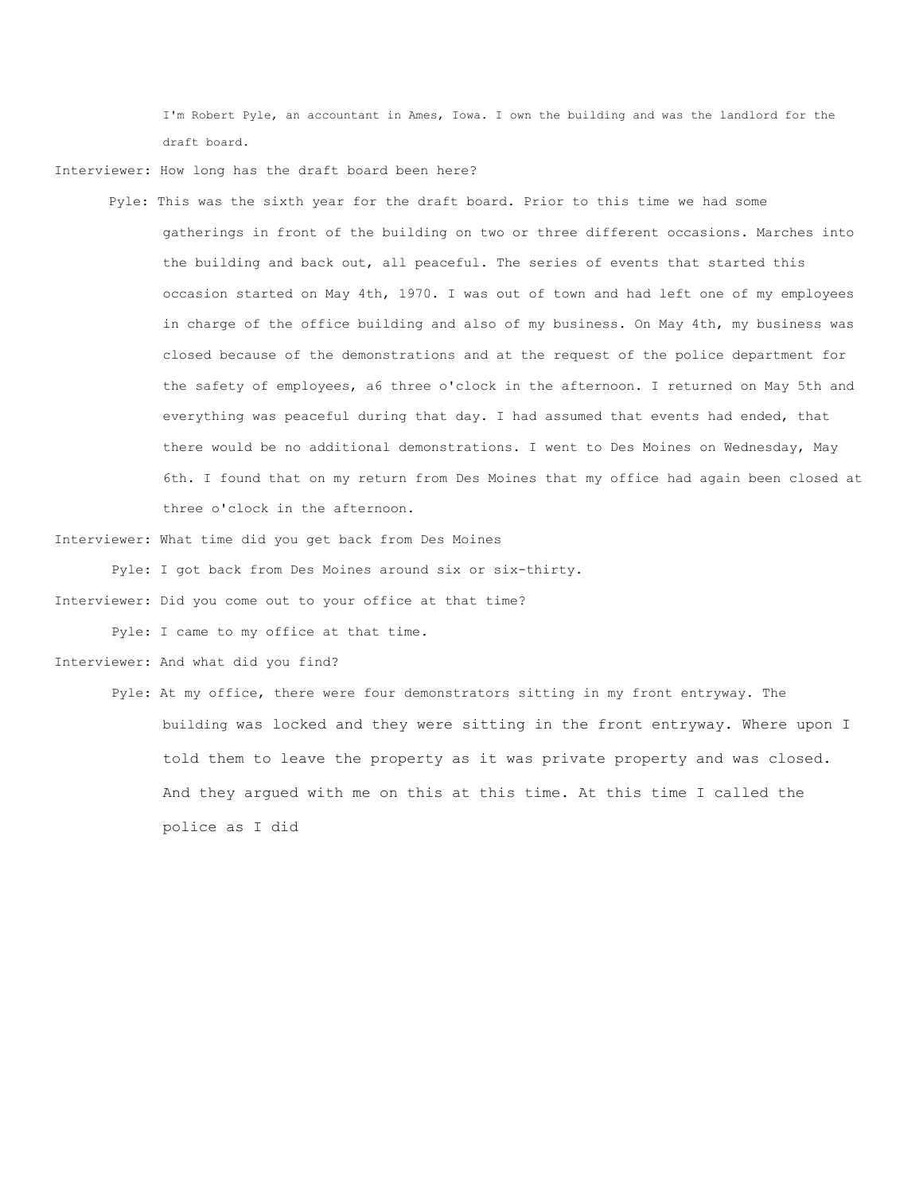I'm Robert Pyle, an accountant in Ames, Iowa. I own the building and was the landlord for the draft board.

Interviewer: How long has the draft board been here?

Pyle: This was the sixth year for the draft board. Prior to this time we had some gatherings in front of the building on two or three different occasions. Marches into the building and back out, all peaceful. The series of events that started this occasion started on May 4th, 1970. I was out of town and had left one of my employees in charge of the office building and also of my business. On May 4th, my business was closed because of the demonstrations and at the request of the police department for the safety of employees, a6 three o'clock in the afternoon. I returned on May 5th and everything was peaceful during that day. I had assumed that events had ended, that there would be no additional demonstrations. I went to Des Moines on Wednesday, May 6th. I found that on my return from Des Moines that my office had again been closed at three o'clock in the afternoon.

Interviewer: What time did you get back from Des Moines

Pyle: I got back from Des Moines around six or six-thirty.

Interviewer: Did you come out to your office at that time?

Pyle: I came to my office at that time.

Interviewer: And what did you find?

Pyle: At my office, there were four demonstrators sitting in my front entryway. The building was locked and they were sitting in the front entryway. Where upon I told them to leave the property as it was private property and was closed. And they argued with me on this at this time. At this time I called the police as I did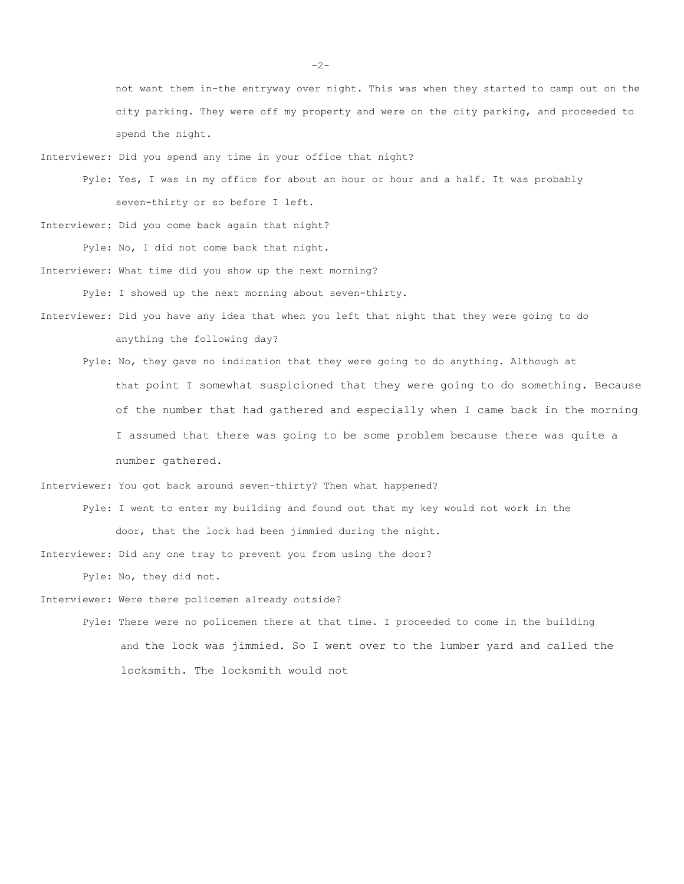not want them in-the entryway over night. This was when they started to camp out on the city parking. They were off my property and were on the city parking, and proceeded to spend the night.

Interviewer: Did you spend any time in your office that night?

Pyle: Yes, I was in my office for about an hour or hour and a half. It was probably seven-thirty or so before I left.

Interviewer: Did you come back again that night?

Pyle: No, I did not come back that night.

Interviewer: What time did you show up the next morning?

Pyle: I showed up the next morning about seven-thirty.

Interviewer: Did you have any idea that when you left that night that they were going to do anything the following day?

Pyle: No, they gave no indication that they were going to do anything. Although at that point I somewhat suspicioned that they were going to do something. Because of the number that had gathered and especially when I came back in the morning I assumed that there was going to be some problem because there was quite a number gathered.

Interviewer: You got back around seven-thirty? Then what happened?

Pyle: I went to enter my building and found out that my key would not work in the door, that the lock had been jimmied during the night.

Interviewer: Did any one tray to prevent you from using the door?

Pyle: No, they did not.

Interviewer: Were there policemen already outside?

Pyle: There were no policemen there at that time. I proceeded to come in the building and the lock was jimmied. So I went over to the lumber yard and called the locksmith. The locksmith would not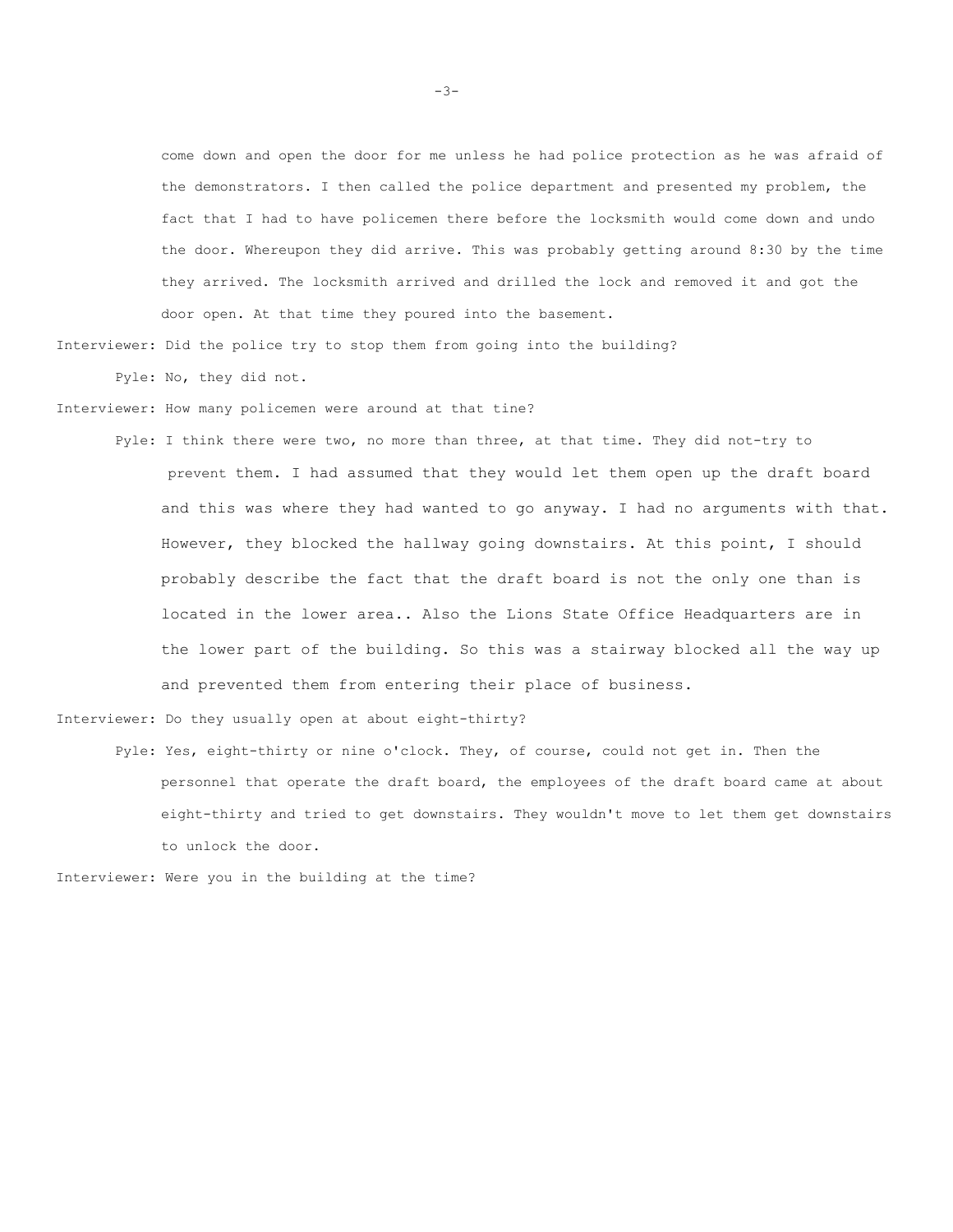come down and open the door for me unless he had police protection as he was afraid of the demonstrators. I then called the police department and presented my problem, the fact that I had to have policemen there before the locksmith would come down and undo the door. Whereupon they did arrive. This was probably getting around 8:30 by the time they arrived. The locksmith arrived and drilled the lock and removed it and got the door open. At that time they poured into the basement.

Interviewer: Did the police try to stop them from going into the building?

Pyle: No, they did not.

Interviewer: How many policemen were around at that tine?

Pyle: I think there were two, no more than three, at that time. They did not-try to prevent them. I had assumed that they would let them open up the draft board and this was where they had wanted to go anyway. I had no arguments with that. However, they blocked the hallway going downstairs. At this point, I should probably describe the fact that the draft board is not the only one than is located in the lower area.. Also the Lions State Office Headquarters are in the lower part of the building. So this was a stairway blocked all the way up and prevented them from entering their place of business.

Interviewer: Do they usually open at about eight-thirty?

Pyle: Yes, eight-thirty or nine o'clock. They, of course, could not get in. Then the personnel that operate the draft board, the employees of the draft board came at about eight-thirty and tried to get downstairs. They wouldn't move to let them get downstairs to unlock the door.

Interviewer: Were you in the building at the time?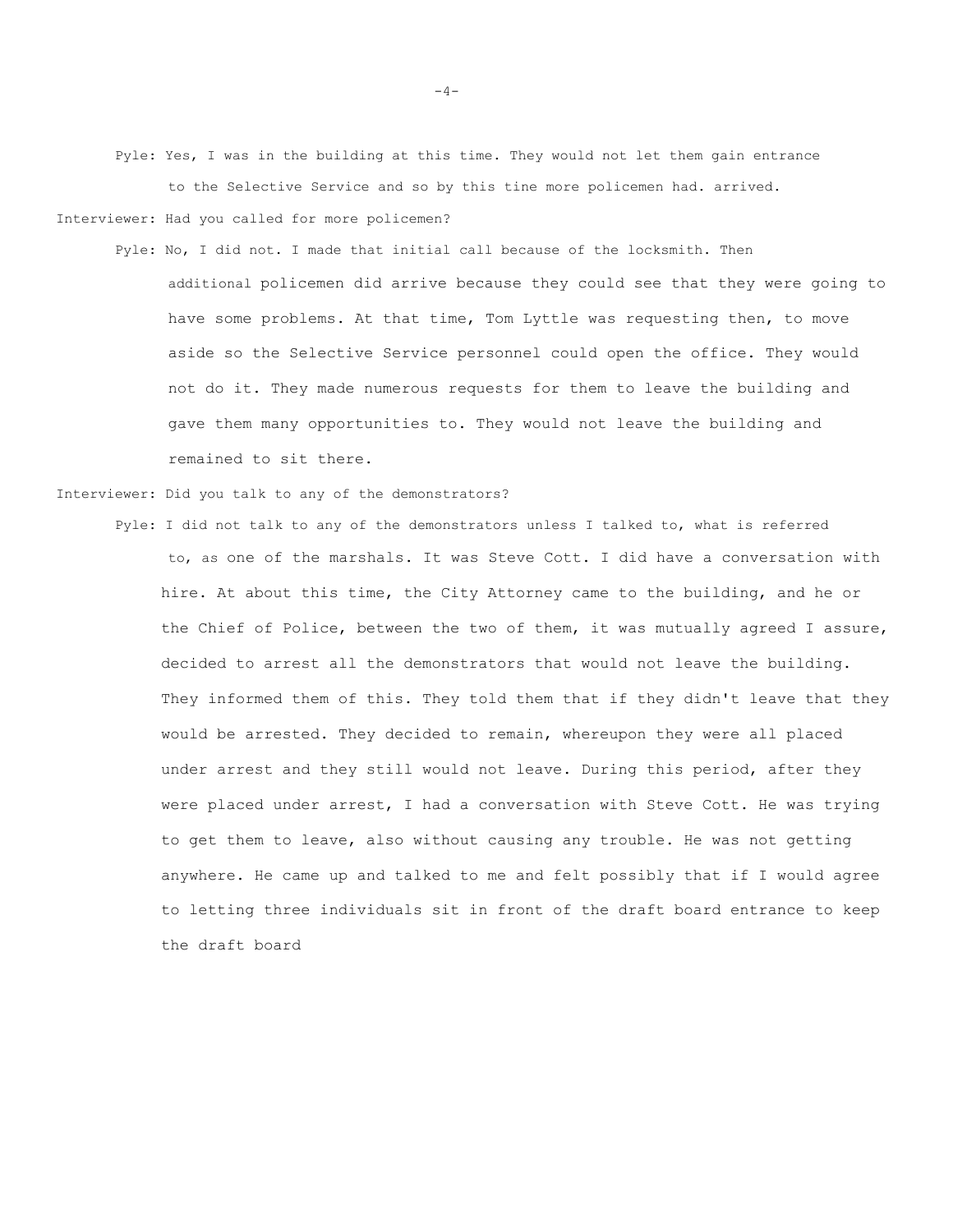Pyle: Yes, I was in the building at this time. They would not let them gain entrance to the Selective Service and so by this tine more policemen had. arrived.

Interviewer: Had you called for more policemen?

Pyle: No, I did not. I made that initial call because of the locksmith. Then additional policemen did arrive because they could see that they were going to have some problems. At that time, Tom Lyttle was requesting then, to move aside so the Selective Service personnel could open the office. They would not do it. They made numerous requests for them to leave the building and gave them many opportunities to. They would not leave the building and remained to sit there.

Interviewer: Did you talk to any of the demonstrators?

Pyle: I did not talk to any of the demonstrators unless I talked to, what is referred to, as one of the marshals. It was Steve Cott. I did have a conversation with hire. At about this time, the City Attorney came to the building, and he or the Chief of Police, between the two of them, it was mutually agreed I assure, decided to arrest all the demonstrators that would not leave the building. They informed them of this. They told them that if they didn't leave that they would be arrested. They decided to remain, whereupon they were all placed under arrest and they still would not leave. During this period, after they were placed under arrest, I had a conversation with Steve Cott. He was trying to get them to leave, also without causing any trouble. He was not getting anywhere. He came up and talked to me and felt possibly that if I would agree to letting three individuals sit in front of the draft board entrance to keep the draft board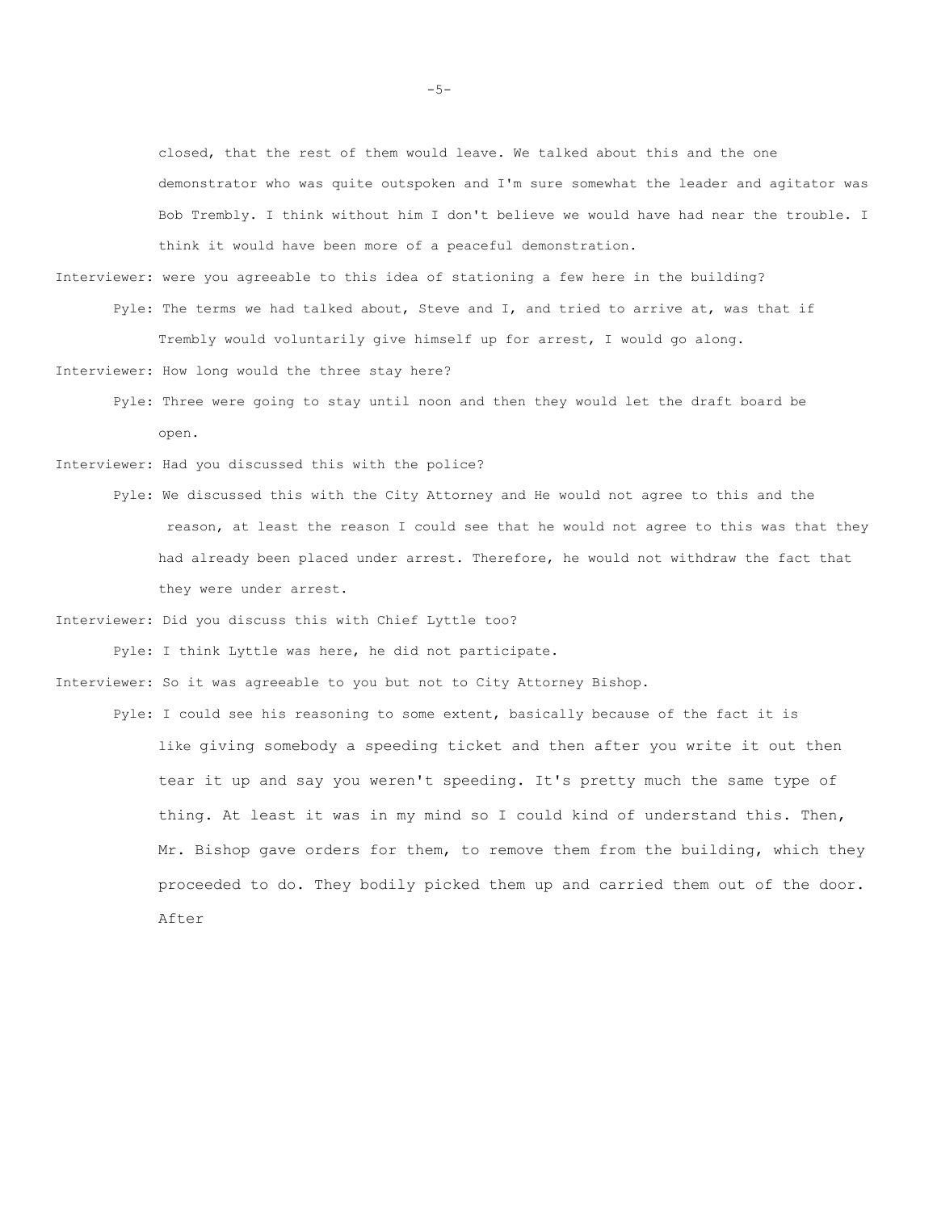closed, that the rest of them would leave. We talked about this and the one demonstrator who was quite outspoken and I'm sure somewhat the leader and agitator was Bob Trembly. I think without him I don't believe we would have had near the trouble. I think it would have been more of a peaceful demonstration.

Interviewer: were you agreeable to this idea of stationing a few here in the building?

Pyle: The terms we had talked about, Steve and I, and tried to arrive at, was that if Trembly would voluntarily give himself up for arrest, I would go along.

Interviewer: How long would the three stay here?

Pyle: Three were going to stay until noon and then they would let the draft board be open.

Interviewer: Had you discussed this with the police?

Pyle: We discussed this with the City Attorney and He would not agree to this and the reason, at least the reason I could see that he would not agree to this was that they had already been placed under arrest. Therefore, he would not withdraw the fact that they were under arrest.

Interviewer: Did you discuss this with Chief Lyttle too?

Pyle: I think Lyttle was here, he did not participate.

Interviewer: So it was agreeable to you but not to City Attorney Bishop.

Pyle: I could see his reasoning to some extent, basically because of the fact it is like giving somebody a speeding ticket and then after you write it out then tear it up and say you weren't speeding. It's pretty much the same type of thing. At least it was in my mind so I could kind of understand this. Then, Mr. Bishop gave orders for them, to remove them from the building, which they proceeded to do. They bodily picked them up and carried them out of the door. After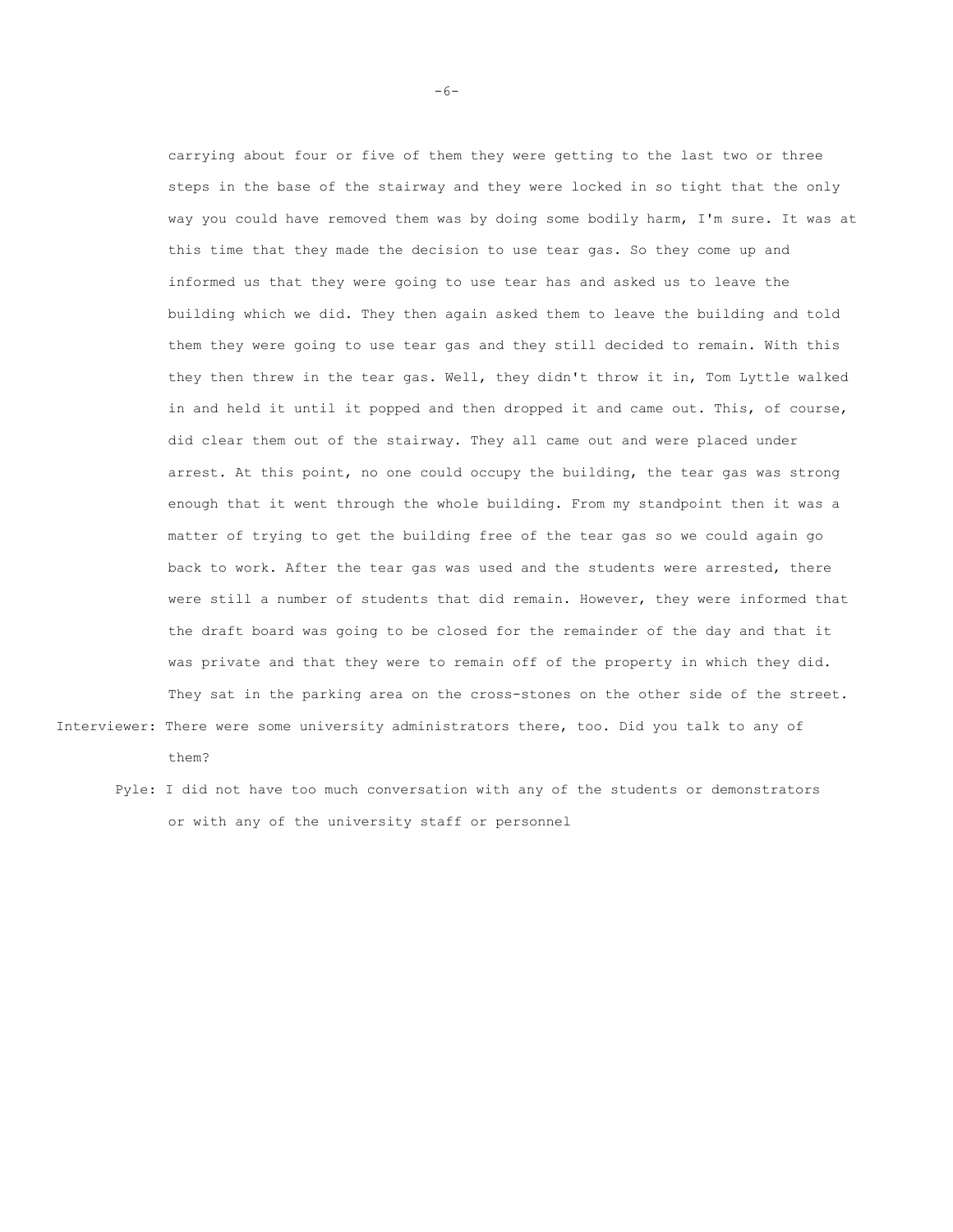carrying about four or five of them they were getting to the last two or three steps in the base of the stairway and they were locked in so tight that the only way you could have removed them was by doing some bodily harm, I'm sure. It was at this time that they made the decision to use tear gas. So they come up and informed us that they were going to use tear has and asked us to leave the building which we did. They then again asked them to leave the building and told them they were going to use tear gas and they still decided to remain. With this they then threw in the tear gas. Well, they didn't throw it in, Tom Lyttle walked in and held it until it popped and then dropped it and came out. This, of course, did clear them out of the stairway. They all came out and were placed under arrest. At this point, no one could occupy the building, the tear gas was strong enough that it went through the whole building. From my standpoint then it was a matter of trying to get the building free of the tear gas so we could again go back to work. After the tear gas was used and the students were arrested, there were still a number of students that did remain. However, they were informed that the draft board was going to be closed for the remainder of the day and that it was private and that they were to remain off of the property in which they did. They sat in the parking area on the cross-stones on the other side of the street.

Interviewer: There were some university administrators there, too. Did you talk to any of them?

Pyle: I did not have too much conversation with any of the students or demonstrators or with any of the university staff or personnel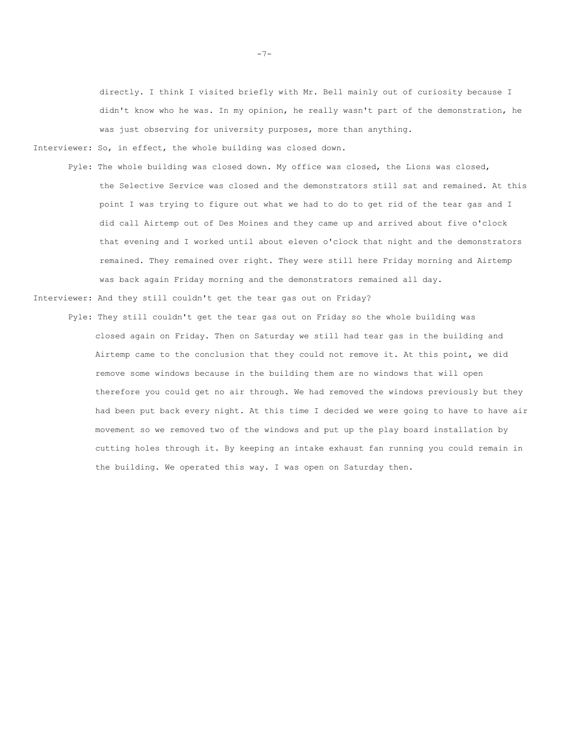directly. I think I visited briefly with Mr. Bell mainly out of curiosity because I didn't know who he was. In my opinion, he really wasn't part of the demonstration, he was just observing for university purposes, more than anything.

Interviewer: So, in effect, the whole building was closed down.

Pyle: The whole building was closed down. My office was closed, the Lions was closed, the Selective Service was closed and the demonstrators still sat and remained. At this point I was trying to figure out what we had to do to get rid of the tear gas and I did call Airtemp out of Des Moines and they came up and arrived about five o'clock that evening and I worked until about eleven o'clock that night and the demonstrators remained. They remained over right. They were still here Friday morning and Airtemp was back again Friday morning and the demonstrators remained all day.

Interviewer: And they still couldn't get the tear gas out on Friday?

Pyle: They still couldn't get the tear gas out on Friday so the whole building was closed again on Friday. Then on Saturday we still had tear gas in the building and Airtemp came to the conclusion that they could not remove it. At this point, we did remove some windows because in the building them are no windows that will open therefore you could get no air through. We had removed the windows previously but they had been put back every night. At this time I decided we were going to have to have air movement so we removed two of the windows and put up the play board installation by cutting holes through it. By keeping an intake exhaust fan running you could remain in the building. We operated this way. I was open on Saturday then.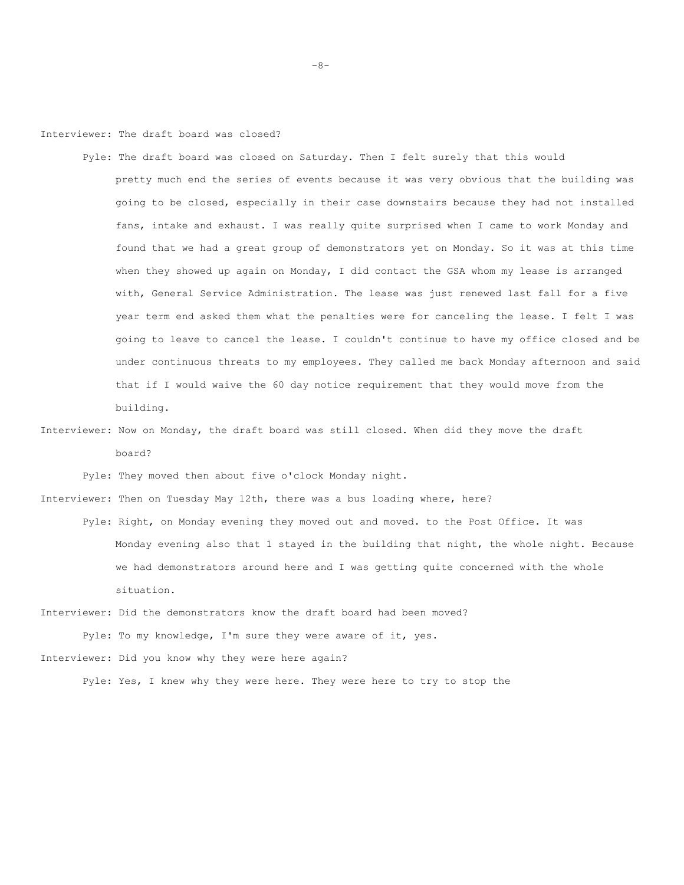Interviewer: The draft board was closed?

Pyle: The draft board was closed on Saturday. Then I felt surely that this would pretty much end the series of events because it was very obvious that the building was going to be closed, especially in their case downstairs because they had not installed fans, intake and exhaust. I was really quite surprised when I came to work Monday and found that we had a great group of demonstrators yet on Monday. So it was at this time when they showed up again on Monday, I did contact the GSA whom my lease is arranged with, General Service Administration. The lease was just renewed last fall for a five year term end asked them what the penalties were for canceling the lease. I felt I was going to leave to cancel the lease. I couldn't continue to have my office closed and be under continuous threats to my employees. They called me back Monday afternoon and said that if I would waive the 60 day notice requirement that they would move from the building.

Interviewer: Now on Monday, the draft board was still closed. When did they move the draft board?

Pyle: They moved then about five o'clock Monday night.

Interviewer: Then on Tuesday May 12th, there was a bus loading where, here?

Pyle: Right, on Monday evening they moved out and moved. to the Post Office. It was Monday evening also that 1 stayed in the building that night, the whole night. Because we had demonstrators around here and I was getting quite concerned with the whole situation.

Interviewer: Did the demonstrators know the draft board had been moved?

Pyle: To my knowledge, I'm sure they were aware of it, yes.

Interviewer: Did you know why they were here again?

Pyle: Yes, I knew why they were here. They were here to try to stop the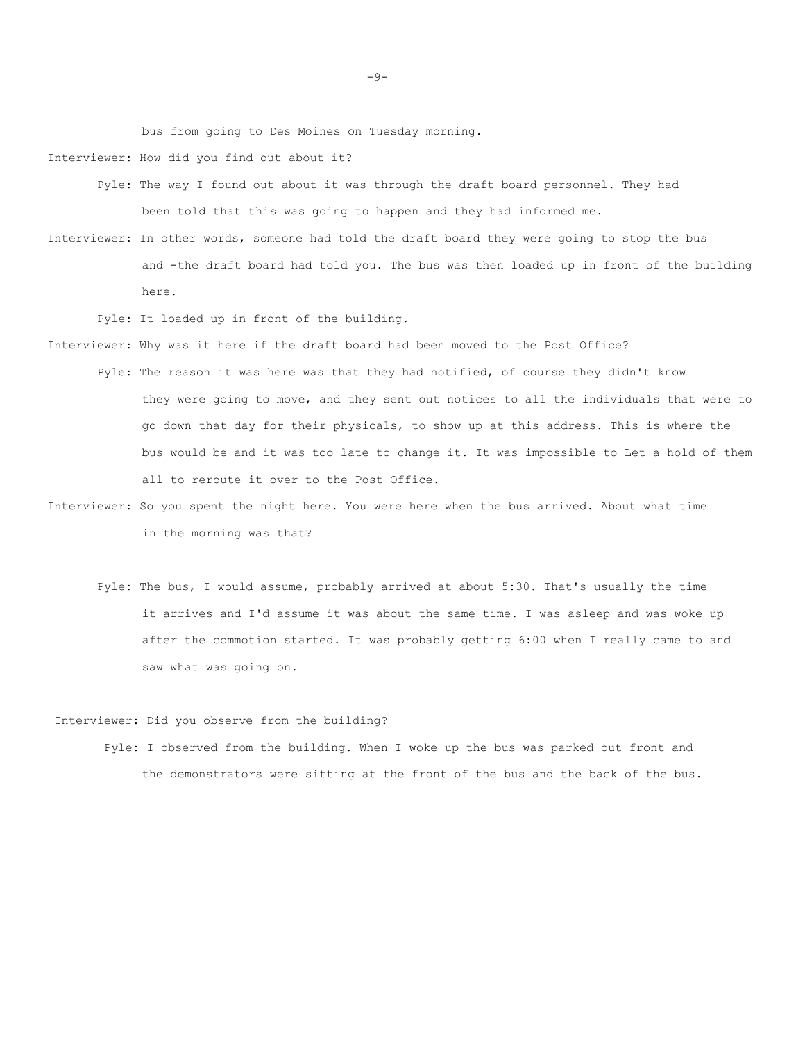bus from going to Des Moines on Tuesday morning.

Interviewer: How did you find out about it?

Pyle: The way I found out about it was through the draft board personnel. They had been told that this was going to happen and they had informed me.

Interviewer: In other words, someone had told the draft board they were going to stop the bus and -the draft board had told you. The bus was then loaded up in front of the building here.

Pyle: It loaded up in front of the building.

Interviewer: Why was it here if the draft board had been moved to the Post Office?

Pyle: The reason it was here was that they had notified, of course they didn't know they were going to move, and they sent out notices to all the individuals that were to go down that day for their physicals, to show up at this address. This is where the bus would be and it was too late to change it. It was impossible to Let a hold of them all to reroute it over to the Post Office.

Interviewer: So you spent the night here. You were here when the bus arrived. About what time in the morning was that?

Pyle: The bus, I would assume, probably arrived at about 5:30. That's usually the time it arrives and I'd assume it was about the same time. I was asleep and was woke up after the commotion started. It was probably getting 6:00 when I really came to and saw what was going on.

Interviewer: Did you observe from the building?

Pyle: I observed from the building. When I woke up the bus was parked out front and the demonstrators were sitting at the front of the bus and the back of the bus.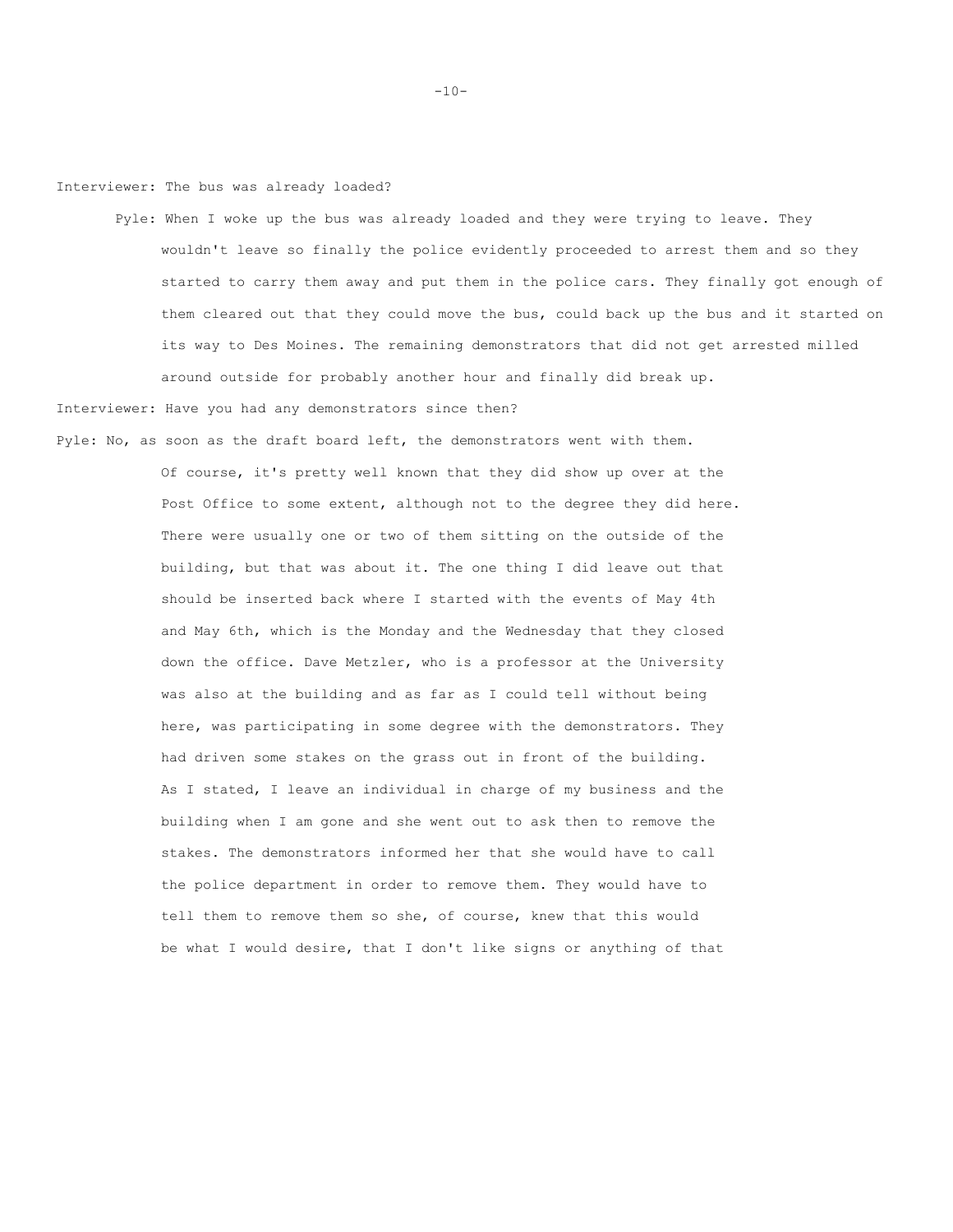Interviewer: The bus was already loaded?

Pyle: When I woke up the bus was already loaded and they were trying to leave. They wouldn't leave so finally the police evidently proceeded to arrest them and so they started to carry them away and put them in the police cars. They finally got enough of them cleared out that they could move the bus, could back up the bus and it started on its way to Des Moines. The remaining demonstrators that did not get arrested milled around outside for probably another hour and finally did break up.

Interviewer: Have you had any demonstrators since then?

Pyle: No, as soon as the draft board left, the demonstrators went with them. Of course, it's pretty well known that they did show up over at the Post Office to some extent, although not to the degree they did here. There were usually one or two of them sitting on the outside of the building, but that was about it. The one thing I did leave out that should be inserted back where I started with the events of May 4th and May 6th, which is the Monday and the Wednesday that they closed down the office. Dave Metzler, who is a professor at the University was also at the building and as far as I could tell without being here, was participating in some degree with the demonstrators. They had driven some stakes on the grass out in front of the building. As I stated, I leave an individual in charge of my business and the building when I am gone and she went out to ask then to remove the stakes. The demonstrators informed her that she would have to call the police department in order to remove them. They would have to tell them to remove them so she, of course, knew that this would be what I would desire, that I don't like signs or anything of that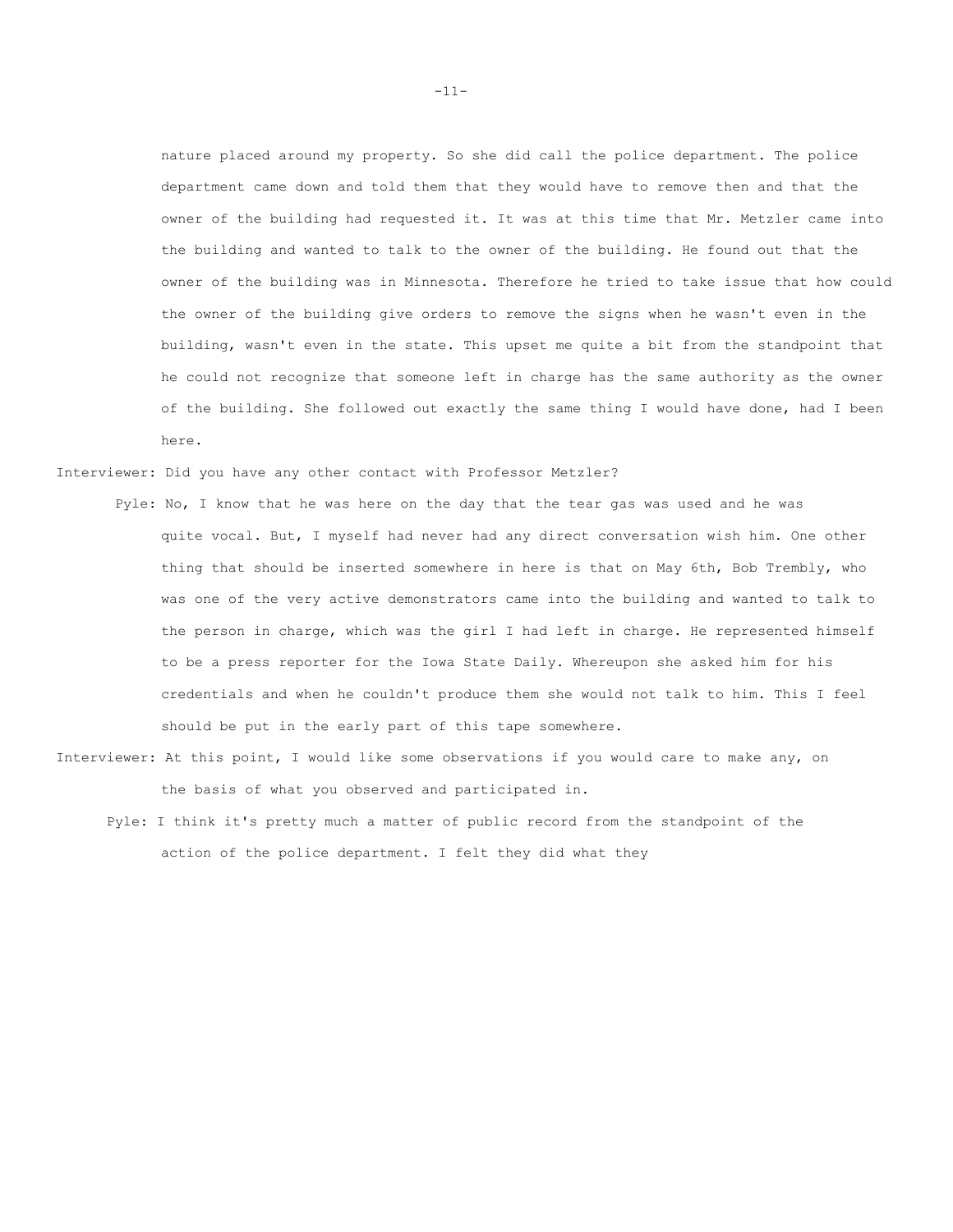nature placed around my property. So she did call the police department. The police department came down and told them that they would have to remove then and that the owner of the building had requested it. It was at this time that Mr. Metzler came into the building and wanted to talk to the owner of the building. He found out that the owner of the building was in Minnesota. Therefore he tried to take issue that how could the owner of the building give orders to remove the signs when he wasn't even in the building, wasn't even in the state. This upset me quite a bit from the standpoint that he could not recognize that someone left in charge has the same authority as the owner of the building. She followed out exactly the same thing I would have done, had I been here.

Interviewer: Did you have any other contact with Professor Metzler?

Pyle: No, I know that he was here on the day that the tear gas was used and he was quite vocal. But, I myself had never had any direct conversation wish him. One other thing that should be inserted somewhere in here is that on May 6th, Bob Trembly, who was one of the very active demonstrators came into the building and wanted to talk to the person in charge, which was the girl I had left in charge. He represented himself to be a press reporter for the Iowa State Daily. Whereupon she asked him for his credentials and when he couldn't produce them she would not talk to him. This I feel should be put in the early part of this tape somewhere.

Interviewer: At this point, I would like some observations if you would care to make any, on the basis of what you observed and participated in.

Pyle: I think it's pretty much a matter of public record from the standpoint of the action of the police department. I felt they did what they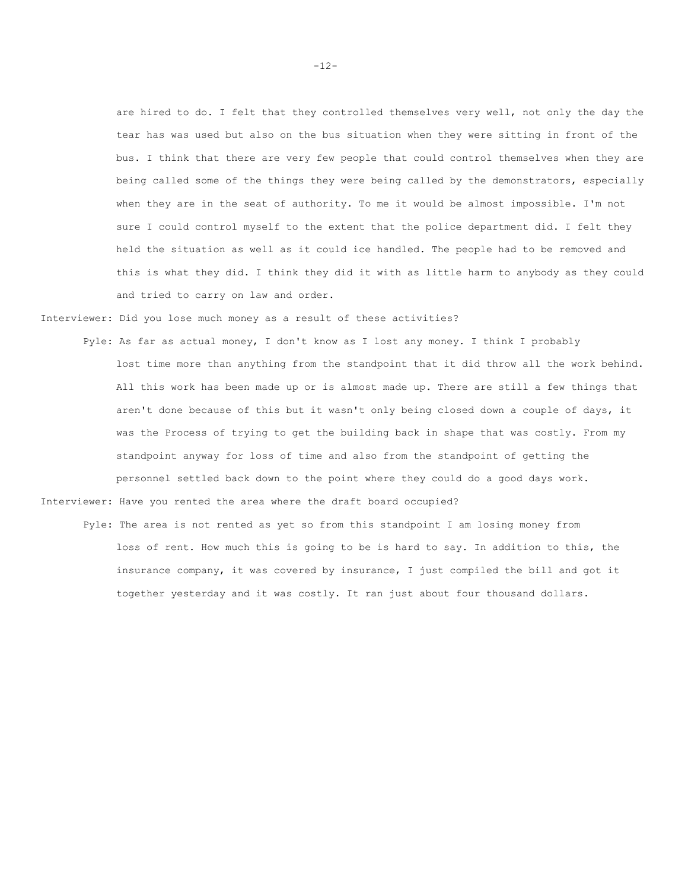are hired to do. I felt that they controlled themselves very well, not only the day the tear has was used but also on the bus situation when they were sitting in front of the bus. I think that there are very few people that could control themselves when they are being called some of the things they were being called by the demonstrators, especially when they are in the seat of authority. To me it would be almost impossible. I'm not sure I could control myself to the extent that the police department did. I felt they held the situation as well as it could ice handled. The people had to be removed and this is what they did. I think they did it with as little harm to anybody as they could and tried to carry on law and order.

Interviewer: Did you lose much money as a result of these activities?

Pyle: As far as actual money, I don't know as I lost any money. I think I probably lost time more than anything from the standpoint that it did throw all the work behind. All this work has been made up or is almost made up. There are still a few things that aren't done because of this but it wasn't only being closed down a couple of days, it was the Process of trying to get the building back in shape that was costly. From my standpoint anyway for loss of time and also from the standpoint of getting the personnel settled back down to the point where they could do a good days work.

Interviewer: Have you rented the area where the draft board occupied?

Pyle: The area is not rented as yet so from this standpoint I am losing money from loss of rent. How much this is going to be is hard to say. In addition to this, the insurance company, it was covered by insurance, I just compiled the bill and got it together yesterday and it was costly. It ran just about four thousand dollars.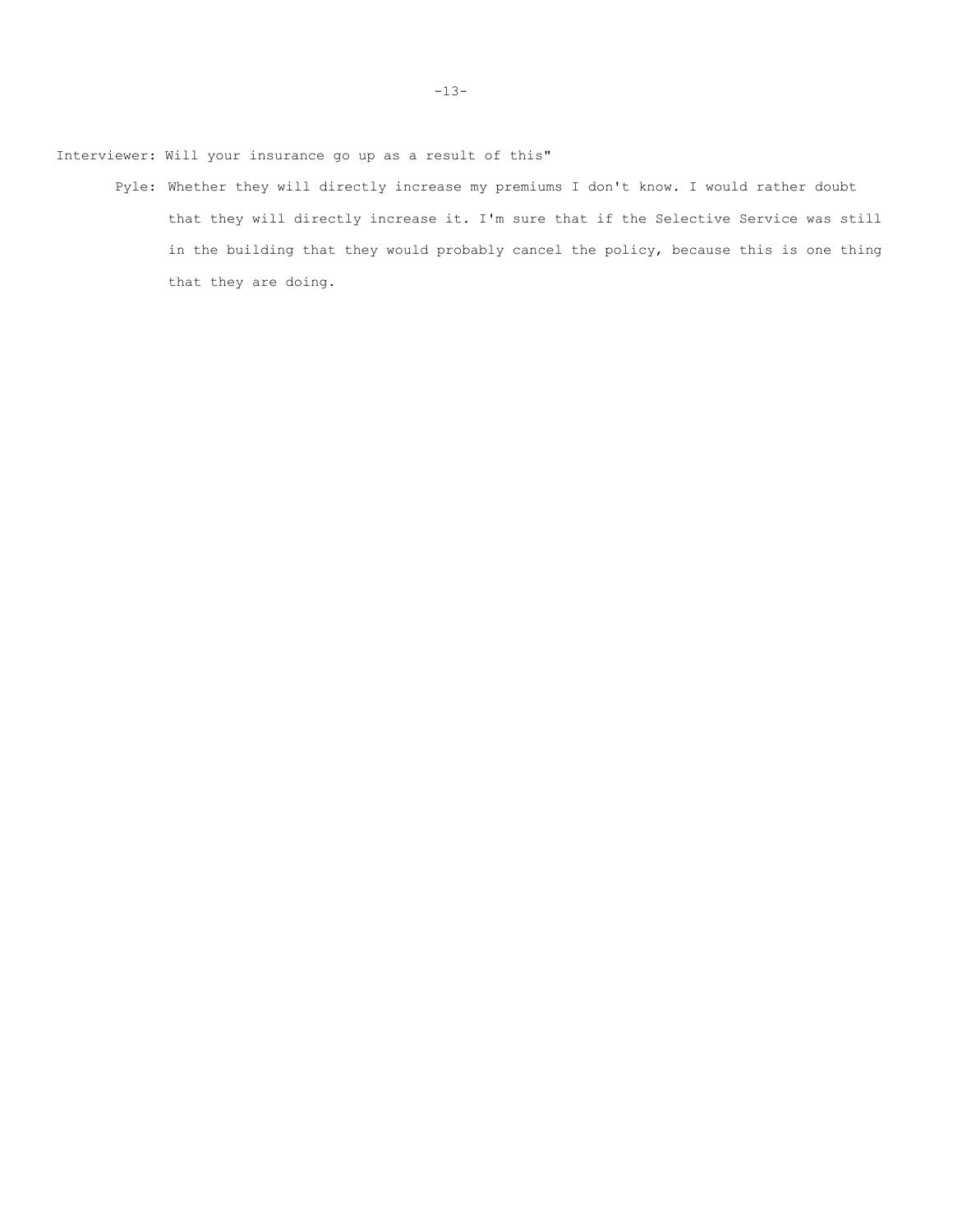Interviewer: Will your insurance go up as a result of this"

Pyle: Whether they will directly increase my premiums I don't know. I would rather doubt that they will directly increase it. I'm sure that if the Selective Service was still in the building that they would probably cancel the policy, because this is one thing that they are doing.